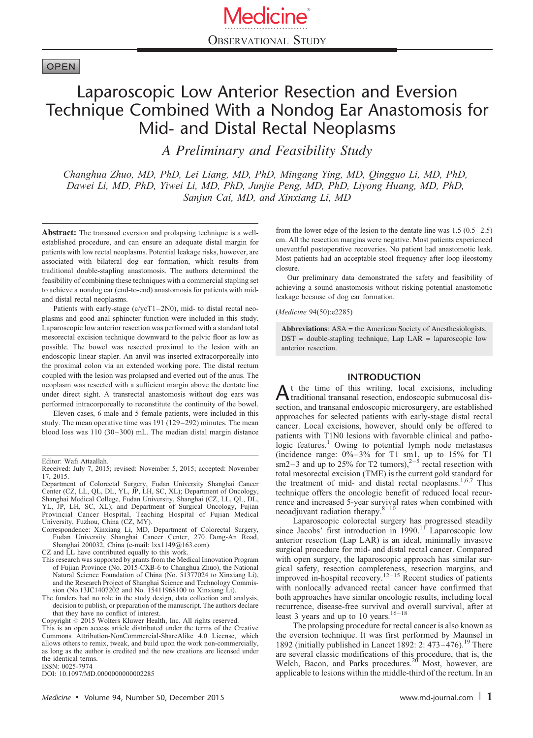OPEN

# Laparoscopic Low Anterior Resection and Eversion Technique Combined With a Nondog Ear Anastomosis for Mid- and Distal Rectal Neoplasms

## *A Preliminary and Feasibility Study*

*Changhua Zhuo, MD, PhD, Lei Liang, MD, PhD, Mingang Ying, MD, Qingguo Li, MD, PhD, Dawei Li, MD, PhD, Yiwei Li, MD, PhD, Junjie Peng, MD, PhD, Liyong Huang, MD, PhD, Sanjun Cai, MD, and Xinxiang Li, MD*

**Abstract:** The transanal eversion and prolapsing technique is a well-established procedure, and can ensure an adequate distal margin for patients with low rectal neoplasms. Potential leakage risks, however, are associated with bilateral dog ear formation, which results from traditional double-stapling anastomosis. The authors determined the feasibility of combining these techniques with a commercial stapling set to achieve a nondog ear (end-to-end) anastomosis for patients with mid- and distal rectal neoplasms.

Patients with early-stage (c/ycT1–2N0), mid- to distal rectal neoplasms and good anal sphincter function were included in this study. Laparoscopic low anterior resection was performed with a standard total mesorectal excision technique downward to the pelvic floor as low as possible. The bowel was resected proximal to the lesion with an endoscopic linear stapler. An anvil was inserted extracorporeally into the proximal colon via an extended working pore. The distal rectum coupled with the lesion was prolapsed and everted out of the anus. The neoplasm was resected with a sufficient margin above the dentate line under direct sight. A transrectal anastomosis without dog ears was performed intracorporeally to reconstitute the continuity of the bowel.

Eleven cases, 6 male and 5 female patients, were included in this study. The mean operative time was 191 (129–292) minutes. The mean blood loss was 110 (30–300) mL. The median distal margin distance from the lower edge of the lesion to the dentate line was 1.5 (0.5–2.5) cm. All the resection margins were negative. Most patients experienced uneventful postoperative recoveries. No patient had anastomotic leak. Most patients had an acceptable stool frequency after loop ileostomy closure.

Our preliminary data demonstrated the safety and feasibility of achieving a sound anastomosis without risking potential anastomotic leakage because of dog ear formation.

(*Medicine* 94(50):e2285)

**Abbreviations**: ASA = the American Society of Anesthesiologists, DST = double-stapling technique, Lap LAR = laparoscopic low anterior resection.

Editor: Wafi Attaallah.

Received: July 7, 2015; revised: November 5, 2015; accepted: November 17, 2015.

Department of Colorectal Surgery, Fudan University Shanghai Cancer Center (CZ, LL, QL, DL, YL, JP, LH, SC, XL); Department of Oncology, Shanghai Medical College, Fudan University, Shanghai (CZ, LL, QL, DL, YL, JP, LH, SC, XL); and Department of Surgical Oncology, Fujian Provincial Cancer Hospital, Teaching Hospital of Fujian Medical University, Fuzhou, China (CZ, MY).

Correspondence: Xinxiang Li, MD, Department of Colorectal Surgery, Fudan University Shanghai Cancer Center, 270 Dong-An Road, Shanghai 200032, China (e-mail: lxx1149@163.com).

CZ and LL have contributed equally to this work.

This research was supported by grants from the Medical Innovation Program of Fujian Province (No. 2015-CXB-6 to Changhua Zhuo), the National Natural Science Foundation of China (No. 51377024 to Xinxiang Li), and the Research Project of Shanghai Science and Technology Commission (No.13JC1407202 and No. 15411968100 to Xinxiang Li).

The funders had no role in the study design, data collection and analysis, decision to publish, or preparation of the manuscript. The authors declare that they have no conflict of interest.

Copyright © 2015 Wolters Kluwer Health, Inc. All rights reserved.

This is an open access article distributed under the terms of the Creative Commons Attribution-NonCommercial-ShareAlike 4.0 License, which allows others to remix, tweak, and build upon the work non-commercially, as long as the author is credited and the new creations are licensed under the identical terms.

ISSN: 0025-7974

DOI: 10.1097/MD.0000000000002285

## INTRODUCTION

At the time of this writing, local excisions, including traditional transanal resection, endoscopic submucosal dissection, and transanal endoscopic microsurgery, are established approaches for selected patients with early-stage distal rectal cancer. Local excisions, however, should only be offered to patients with T1N0 lesions with favorable clinical and pathologic features.[1] Owing to potential lymph node metastases (incidence range: 0%–3% for T1 sm1, up to 15% for T1 sm2–3 and up to 25% for T2 tumors),[2–5] rectal resection with total mesorectal excision (TME) is the current gold standard for the treatment of mid- and distal rectal neoplasms.[1,6,7] This technique offers the oncologic benefit of reduced local recurrence and increased 5-year survival rates when combined with neoadjuvant radiation therapy.[8–10]

Laparoscopic colorectal surgery has progressed steadily since Jacobs' first introduction in 1990.[11] Laparoscopic low anterior resection (Lap LAR) is an ideal, minimally invasive surgical procedure for mid- and distal rectal cancer. Compared with open surgery, the laparoscopic approach has similar surgical safety, resection completeness, resection margins, and improved in-hospital recovery.[12–15] Recent studies of patients with nonlocally advanced rectal cancer have confirmed that both approaches have similar oncologic results, including local recurrence, disease-free survival and overall survival, after at least 3 years and up to 10 years.[16–18]

The prolapsing procedure for rectal cancer is also known as the eversion technique. It was first performed by Maunsel in 1892 (initially published in Lancet 1892: 2: 473–476).[19] There are several classic modifications of this procedure, that is, the Welch, Bacon, and Parks procedures.[20] Most, however, are applicable to lesions within the middle-third of the rectum. In an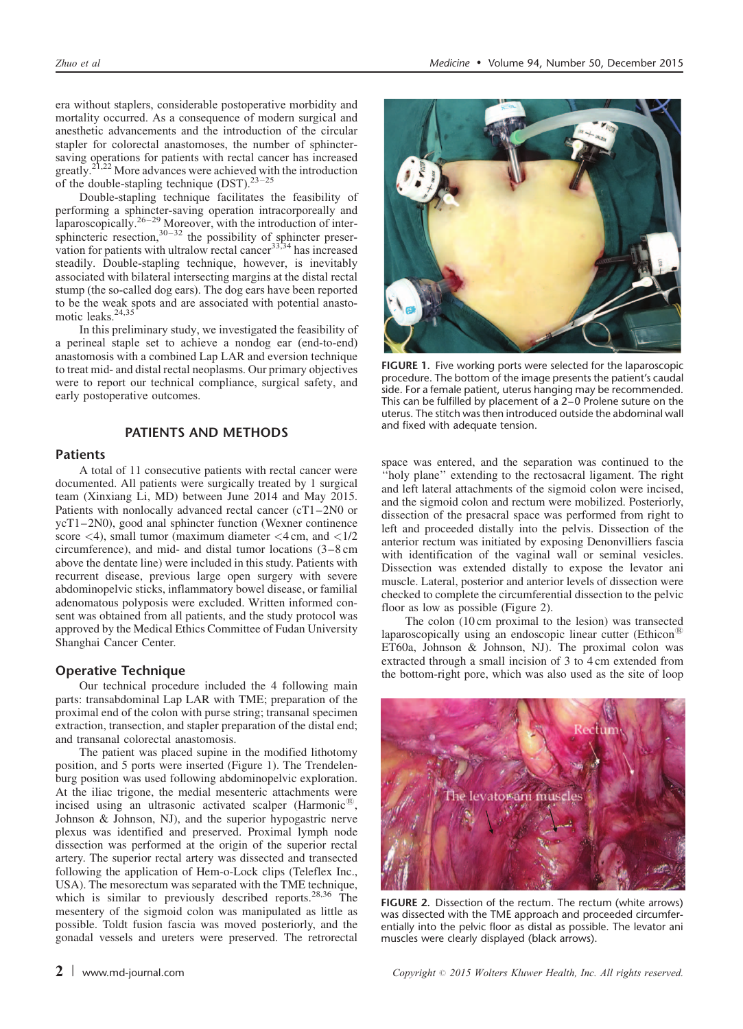era without staplers, considerable postoperative morbidity and mortality occurred. As a consequence of modern surgical and anesthetic advancements and the introduction of the circular stapler for colorectal anastomoses, the number of sphincter-saving operations for patients with rectal cancer has increased greatly.[21,22] More advances were achieved with the introduction of the double-stapling technique (DST).[23–25]

Double-stapling technique facilitates the feasibility of performing a sphincter-saving operation intracorporeally and laparoscopically.[26–29] Moreover, with the introduction of intersphincteric resection,[30–32] the possibility of sphincter preservation for patients with ultralow rectal cancer[33,34] has increased steadily. Double-stapling technique, however, is inevitably associated with bilateral intersecting margins at the distal rectal stump (the so-called dog ears). The dog ears have been reported to be the weak spots and are associated with potential anastomotic leaks.[24,35]

In this preliminary study, we investigated the feasibility of a perineal staple set to achieve a nondog ear (end-to-end) anastomosis with a combined Lap LAR and eversion technique to treat mid- and distal rectal neoplasms. Our primary objectives were to report our technical compliance, surgical safety, and early postoperative outcomes.

## PATIENTS AND METHODS

### Patients

A total of 11 consecutive patients with rectal cancer were documented. All patients were surgically treated by 1 surgical team (Xinxiang Li, MD) between June 2014 and May 2015. Patients with nonlocally advanced rectal cancer (cT1–2N0 or ycT1–2N0), good anal sphincter function (Wexner continence score <4), small tumor (maximum diameter <4 cm, and <1/2 circumference), and mid- and distal tumor locations (3–8 cm above the dentate line) were included in this study. Patients with recurrent disease, previous large open surgery with severe abdominopelvic sticks, inflammatory bowel disease, or familial adenomatous polyposis were excluded. Written informed consent was obtained from all patients, and the study protocol was approved by the Medical Ethics Committee of Fudan University Shanghai Cancer Center.

### Operative Technique

Our technical procedure included the 4 following main parts: transabdominal Lap LAR with TME; preparation of the proximal end of the colon with purse string; transanal specimen extraction, transection, and stapler preparation of the distal end; and transanal colorectal anastomosis.

The patient was placed supine in the modified lithotomy position, and 5 ports were inserted (Figure 1). The Trendelenburg position was used following abdominopelvic exploration. At the iliac trigone, the medial mesenteric attachments were incised using an ultrasonic activated scalper (Harmonic®, Johnson & Johnson, NJ), and the superior hypogastric nerve plexus was identified and preserved. Proximal lymph node dissection was performed at the origin of the superior rectal artery. The superior rectal artery was dissected and transected following the application of Hem-o-Lock clips (Teleflex Inc., USA). The mesorectum was separated with the TME technique, which is similar to previously described reports.[28,36] The mesentery of the sigmoid colon was manipulated as little as possible. Toldt fusion fascia was moved posteriorly, and the gonadal vessels and ureters were preserved. The retrorectal space was entered, and the separation was continued to the "holy plane" extending to the rectosacral ligament. The right and left lateral attachments of the sigmoid colon were incised, and the sigmoid colon and rectum were mobilized. Posteriorly, dissection of the presacral space was performed from right to left and proceeded distally into the pelvis. Dissection of the anterior rectum was initiated by exposing Denonvilliers fascia with identification of the vaginal wall or seminal vesicles. Dissection was extended distally to expose the levator ani muscle. Lateral, posterior and anterior levels of dissection were checked to complete the circumferential dissection to the pelvic floor as low as possible (Figure 2).

FIGURE 1. Five working ports were selected for the laparoscopic procedure. The bottom of the image presents the patient's caudal side. For a female patient, uterus hanging may be recommended. This can be fulfilled by placement of a 2–0 Prolene suture on the uterus. The stitch was then introduced outside the abdominal wall and fixed with adequate tension.

The colon (10 cm proximal to the lesion) was transected laparoscopically using an endoscopic linear cutter (Ethicon® ET60a, Johnson & Johnson, NJ). The proximal colon was extracted through a small incision of 3 to 4 cm extended from the bottom-right pore, which was also used as the site of loop

FIGURE 2. Dissection of the rectum. The rectum (white arrows) was dissected with the TME approach and proceeded circumferentially into the pelvic floor as distal as possible. The levator ani muscles were clearly displayed (black arrows).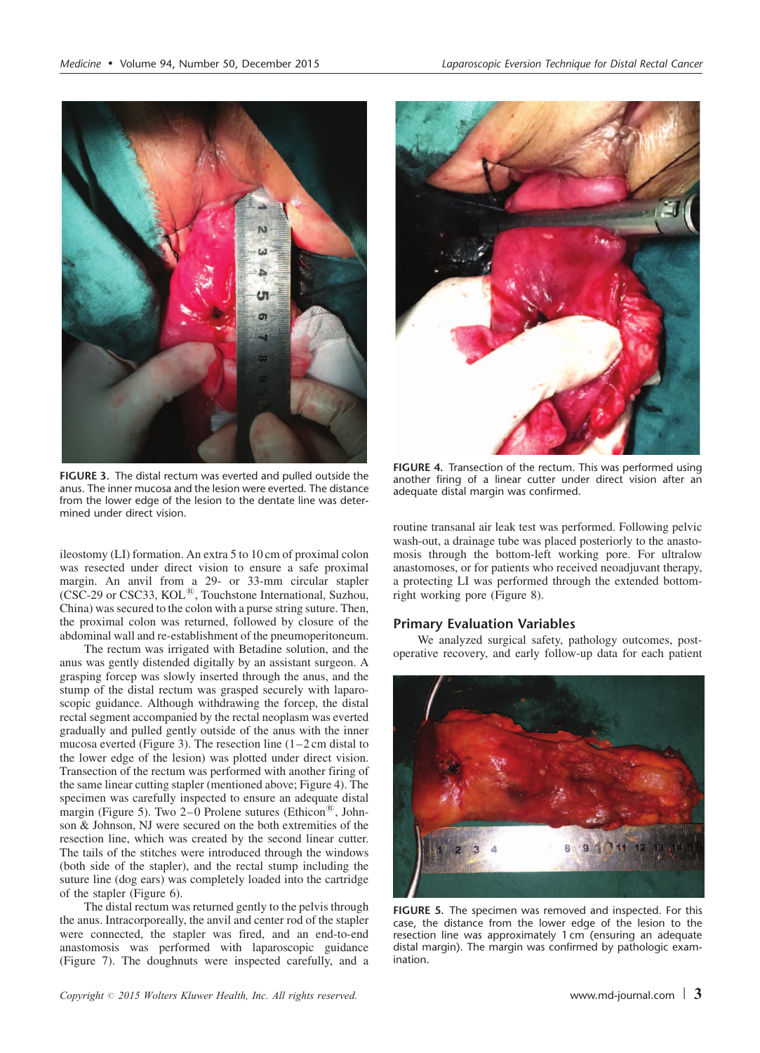FIGURE 3. The distal rectum was everted and pulled outside the anus. The inner mucosa and the lesion were everted. The distance from the lower edge of the lesion to the dentate line was determined under direct vision.

FIGURE 4. Transection of the rectum. This was performed using another firing of a linear cutter under direct vision after an adequate distal margin was confirmed.

ileostomy (LI) formation. An extra 5 to 10 cm of proximal colon was resected under direct vision to ensure a safe proximal margin. An anvil from a 29- or 33-mm circular stapler (CSC-29 or CSC33, KOL®, Touchstone International, Suzhou, China) was secured to the colon with a purse string suture. Then, the proximal colon was returned, followed by closure of the abdominal wall and re-establishment of the pneumoperitoneum.

The rectum was irrigated with Betadine solution, and the anus was gently distended digitally by an assistant surgeon. A grasping forcep was slowly inserted through the anus, and the stump of the distal rectum was grasped securely with laparoscopic guidance. Although withdrawing the forcep, the distal rectal segment accompanied by the rectal neoplasm was everted gradually and pulled gently outside of the anus with the inner mucosa everted (Figure 3). The resection line (1–2 cm distal to the lower edge of the lesion) was plotted under direct vision. Transection of the rectum was performed with another firing of the same linear cutting stapler (mentioned above; Figure 4). The specimen was carefully inspected to ensure an adequate distal margin (Figure 5). Two 2–0 Prolene sutures (Ethicon®, Johnson & Johnson, NJ were secured on the both extremities of the resection line, which was created by the second linear cutter. The tails of the stitches were introduced through the windows (both side of the stapler), and the rectal stump including the suture line (dog ears) was completely loaded into the cartridge of the stapler (Figure 6).

The distal rectum was returned gently to the pelvis through the anus. Intracorporeally, the anvil and center rod of the stapler were connected, the stapler was fired, and an end-to-end anastomosis was performed with laparoscopic guidance (Figure 7). The doughnuts were inspected carefully, and a routine transanal air leak test was performed. Following pelvic wash-out, a drainage tube was placed posteriorly to the anastomosis through the bottom-left working pore. For ultralow anastomoses, or for patients who received neoadjuvant therapy, a protecting LI was performed through the extended bottom-right working pore (Figure 8).

## Primary Evaluation Variables

We analyzed surgical safety, pathology outcomes, postoperative recovery, and early follow-up data for each patient

FIGURE 5. The specimen was removed and inspected. For this case, the distance from the lower edge of the lesion to the resection line was approximately 1 cm (ensuring an adequate distal margin). The margin was confirmed by pathologic examination.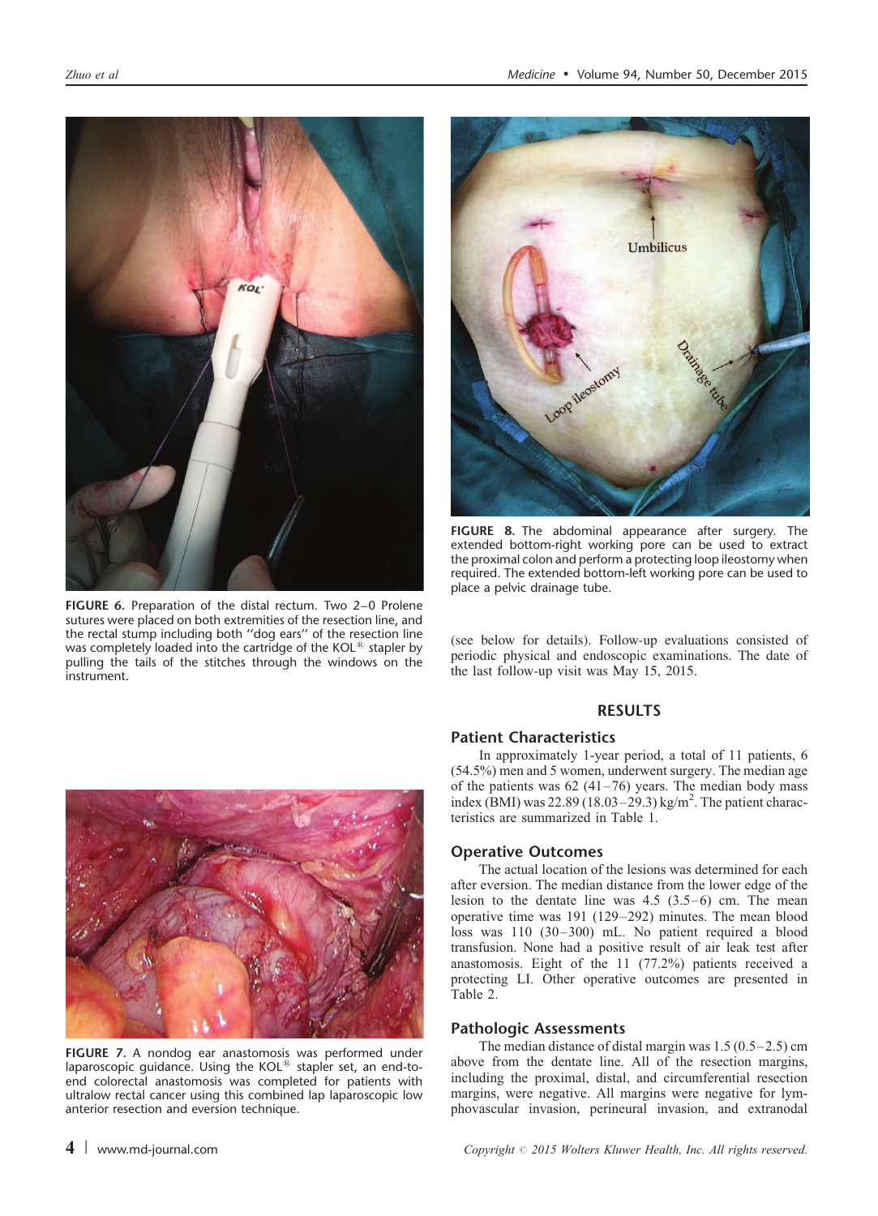FIGURE 6. Preparation of the distal rectum. Two 2–0 Prolene sutures were placed on both extremities of the resection line, and the rectal stump including both ''dog ears'' of the resection line was completely loaded into the cartridge of the KOL® stapler by pulling the tails of the stitches through the windows on the instrument.

FIGURE 7. A nondog ear anastomosis was performed under laparoscopic guidance. Using the KOL® stapler set, an end-to-end colorectal anastomosis was completed for patients with ultralow rectal cancer using this combined lap laparoscopic low anterior resection and eversion technique.

FIGURE 8. The abdominal appearance after surgery. The extended bottom-right working pore can be used to extract the proximal colon and perform a protecting loop ileostomy when required. The extended bottom-left working pore can be used to place a pelvic drainage tube.

(see below for details). Follow-up evaluations consisted of periodic physical and endoscopic examinations. The date of the last follow-up visit was May 15, 2015.

## RESULTS

### Patient Characteristics

In approximately 1-year period, a total of 11 patients, 6 (54.5%) men and 5 women, underwent surgery. The median age of the patients was 62 (41–76) years. The median body mass index (BMI) was 22.89 (18.03–29.3) kg/m$^2$. The patient characteristics are summarized in Table 1.

### Operative Outcomes

The actual location of the lesions was determined for each after eversion. The median distance from the lower edge of the lesion to the dentate line was 4.5 (3.5–6) cm. The mean operative time was 191 (129–292) minutes. The mean blood loss was 110 (30–300) mL. No patient required a blood transfusion. None had a positive result of air leak test after anastomosis. Eight of the 11 (77.2%) patients received a protecting LI. Other operative outcomes are presented in Table 2.

### Pathologic Assessments

The median distance of distal margin was 1.5 (0.5–2.5) cm above from the dentate line. All of the resection margins, including the proximal, distal, and circumferential resection margins, were negative. All margins were negative for lymphovascular invasion, perineural invasion, and extranodal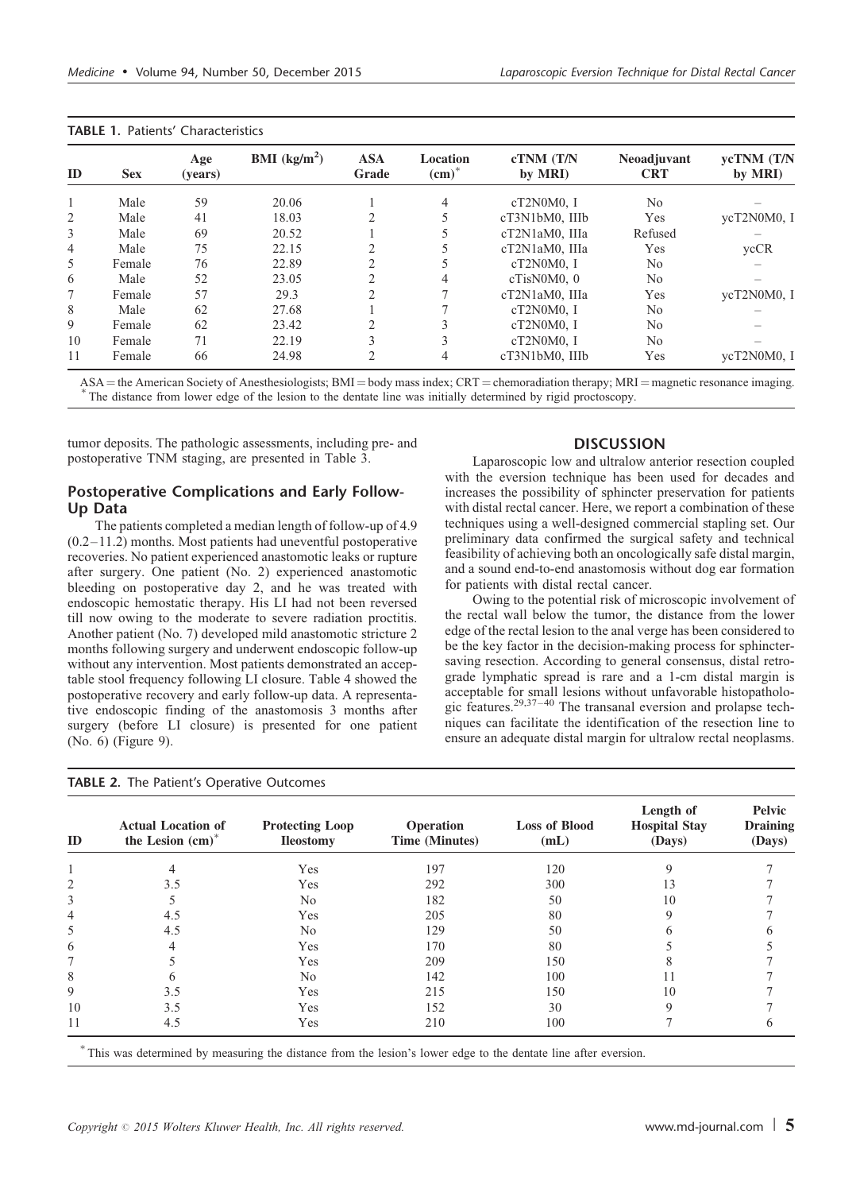**TABLE 1.** Patients' Characteristics

| ID | Sex | Age (years) | BMI (kg/m$^2$) | ASA Grade | Location (cm)* | cTNM (T/N by MRI) | Neoadjuvant CRT | ycTNM (T/N by MRI) |
|---|---|---|---|---|---|---|---|---|
| 1 | Male | 59 | 20.06 | 1 | 4 | cT2N0M0, I | No | – |
| 2 | Male | 41 | 18.03 | 2 | 5 | cT3N1bM0, IIIb | Yes | ycT2N0M0, I |
| 3 | Male | 69 | 20.52 | 1 | 5 | cT2N1aM0, IIIa | Refused | – |
| 4 | Male | 75 | 22.15 | 2 | 5 | cT2N1aM0, IIIa | Yes | ycCR |
| 5 | Female | 76 | 22.89 | 2 | 5 | cT2N0M0, I | No | – |
| 6 | Male | 52 | 23.05 | 2 | 4 | cTisN0M0, 0 | No | – |
| 7 | Female | 57 | 29.3 | 2 | 7 | cT2N1aM0, IIIa | Yes | ycT2N0M0, I |
| 8 | Male | 62 | 27.68 | 1 | 7 | cT2N0M0, I | No | – |
| 9 | Female | 62 | 23.42 | 2 | 3 | cT2N0M0, I | No | – |
| 10 | Female | 71 | 22.19 | 3 | 3 | cT2N0M0, I | No | – |
| 11 | Female | 66 | 24.98 | 2 | 4 | cT3N1bM0, IIIb | Yes | ycT2N0M0, I |

ASA = the American Society of Anesthesiologists; BMI = body mass index; CRT = chemoradiation therapy; MRI = magnetic resonance imaging.
* The distance from lower edge of the lesion to the dentate line was initially determined by rigid proctoscopy.

tumor deposits. The pathologic assessments, including pre- and postoperative TNM staging, are presented in Table 3.

## Postoperative Complications and Early Follow-Up Data

The patients completed a median length of follow-up of 4.9 (0.2–11.2) months. Most patients had uneventful postoperative recoveries. No patient experienced anastomotic leaks or rupture after surgery. One patient (No. 2) experienced anastomotic bleeding on postoperative day 2, and he was treated with endoscopic hemostatic therapy. His LI had not been reversed till now owing to the moderate to severe radiation proctitis. Another patient (No. 7) developed mild anastomotic stricture 2 months following surgery and underwent endoscopic follow-up without any intervention. Most patients demonstrated an acceptable stool frequency following LI closure. Table 4 showed the postoperative recovery and early follow-up data. A representative endoscopic finding of the anastomosis 3 months after surgery (before LI closure) is presented for one patient (No. 6) (Figure 9).

## DISCUSSION

Laparoscopic low and ultralow anterior resection coupled with the eversion technique has been used for decades and increases the possibility of sphincter preservation for patients with distal rectal cancer. Here, we report a combination of these techniques using a well-designed commercial stapling set. Our preliminary data confirmed the surgical safety and technical feasibility of achieving both an oncologically safe distal margin, and a sound end-to-end anastomosis without dog ear formation for patients with distal rectal cancer.

Owing to the potential risk of microscopic involvement of the rectal wall below the tumor, the distance from the lower edge of the rectal lesion to the anal verge has been considered to be the key factor in the decision-making process for sphincter-saving resection. According to general consensus, distal retrograde lymphatic spread is rare and a 1-cm distal margin is acceptable for small lesions without unfavorable histopathologic features.[29,37–40] The transanal eversion and prolapse techniques can facilitate the identification of the resection line to ensure an adequate distal margin for ultralow rectal neoplasms.

**TABLE 2.** The Patient's Operative Outcomes

| ID | Actual Location of the Lesion (cm)* | Protecting Loop Ileostomy | Operation Time (Minutes) | Loss of Blood (mL) | Length of Hospital Stay (Days) | Pelvic Draining (Days) |
|---|---|---|---|---|---|---|
| 1 | 4 | Yes | 197 | 120 | 9 | 7 |
| 2 | 3.5 | Yes | 292 | 300 | 13 | 7 |
| 3 | 5 | No | 182 | 50 | 10 | 7 |
| 4 | 4.5 | Yes | 205 | 80 | 9 | 7 |
| 5 | 4.5 | No | 129 | 50 | 6 | 6 |
| 6 | 4 | Yes | 170 | 80 | 5 | 5 |
| 7 | 5 | Yes | 209 | 150 | 8 | 7 |
| 8 | 6 | No | 142 | 100 | 11 | 7 |
| 9 | 3.5 | Yes | 215 | 150 | 10 | 7 |
| 10 | 3.5 | Yes | 152 | 30 | 9 | 7 |
| 11 | 4.5 | Yes | 210 | 100 | 7 | 6 |

* This was determined by measuring the distance from the lesion's lower edge to the dentate line after eversion.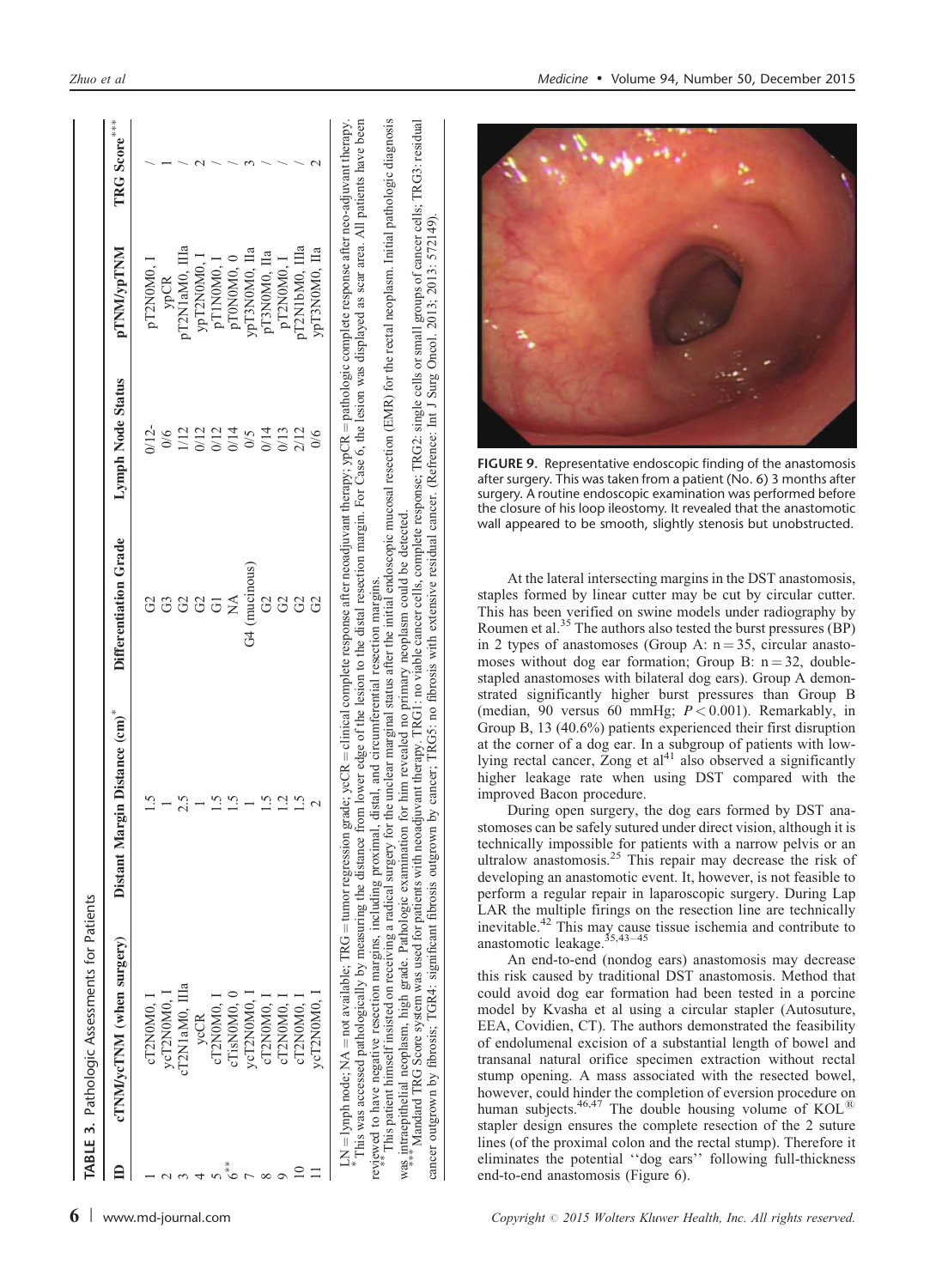**TABLE 3.** Pathologic Assessments for Patients

| ID | cTNM/ycTNM (when surgery) | Distant Margin Distance (cm)* | Differentiation Grade | Lymph Node Status | pTNM/ypTNM | TRG Score*** |
|---|---|---|---|---|---|---|
| 1 | cT2N0M0, I | 1.5 | G2 | 0/12- | pT2N0M0, I | / |
| 2 | ycT2N0M0, I | 1 | G3 | 0/6 | ypCR | 1 |
| 3 | cT2N1aM0, IIIa | 2.5 | G2 | 1/12 | pT2N1aM0, IIIa | / |
| 4 | ycCR | 1 | G2 | 0/12 | ypT2N0M0, I | 2 |
| 5 | cT2N0M0, I | 1.5 | G1 | 0/12 | pT1N0M0, I | / |
| 6** | cTisN0M0, 0 | 1.5 | NA | 0/14 | pT0N0M0, 0 | / |
| 7 | ycT2N0M0, I | 1 | G4 (mucinous) | 0/5 | ypT3N0M0, IIa | 3 |
| 8 | cT2N0M0, I | 1.5 | G2 | 0/14 | pT3N0M0, IIa | / |
| 9 | cT2N0M0, I | 1.2 | G2 | 0/13 | pT2N0M0, I | / |
| 10 | cT2N0M0, I | 1.5 | G2 | 2/12 | pT2N1bM0, IIIa | / |
| 11 | ycT2N0M0, I | 2 | G2 | 0/6 | ypT3N0M0, IIa | 2 |

LN = lymph node; NA = not available; TRG = tumor regression grade; ycCR = clinical complete response after neoadjuvant therapy; ypCR = pathologic complete response after neo-adjuvant therapy.
\* This was accessed pathologically by measuring the distance from lower edge of the lesion to the distal resection margin. For Case 6, the lesion was displayed as scar area. All patients have been reviewed to have negative resection margins, including proximal, distal, and circumferential resection margins.
\*\* This patient himself insisted on receiving a radical surgery for the unclear marginal status after the initial endoscopic mucosal resection (EMR) for the rectal neoplasm. Initial pathologic diagnosis was intraepithelial neoplasm, high grade. Pathologic examination for him revealed no primary neoplasm could be detected.
\*\*\* Mandard TRG Score system was used for patients with neoadjuvant therapy. TRG1: no viable cancer cells, complete response; TRG2: single cells or small groups of cancer cells; TRG3: residual cancer outgrown by fibrosis; TRG4: significant fibrosis outgrown by cancer; TRG5: no fibrosis with extensive residual cancer. (Refrence: Int J Surg Oncol. 2013; 2013: 572149).

**FIGURE 9.** Representative endoscopic finding of the anastomosis after surgery. This was taken from a patient (No. 6) 3 months after surgery. A routine endoscopic examination was performed before the closure of his loop ileostomy. It revealed that the anastomotic wall appeared to be smooth, slightly stenosis but unobstructed.

At the lateral intersecting margins in the DST anastomosis, staples formed by linear cutter may be cut by circular cutter. This has been verified on swine models under radiography by Roumen et al.[35] The authors also tested the burst pressures (BP) in 2 types of anastomoses (Group A: n = 35, circular anastomoses without dog ear formation; Group B: n = 32, double-stapled anastomoses with bilateral dog ears). Group A demonstrated significantly higher burst pressures than Group B (median, 90 versus 60 mmHg; $P < 0.001$). Remarkably, in Group B, 13 (40.6%) patients experienced their first disruption at the corner of a dog ear. In a subgroup of patients with low-lying rectal cancer, Zong et al[41] also observed a significantly higher leakage rate when using DST compared with the improved Bacon procedure.

During open surgery, the dog ears formed by DST anastomoses can be safely sutured under direct vision, although it is technically impossible for patients with a narrow pelvis or an ultralow anastomosis.[25] This repair may decrease the risk of developing an anastomotic event. It, however, is not feasible to perform a regular repair in laparoscopic surgery. During Lap LAR the multiple firings on the resection line are technically inevitable.[42] This may cause tissue ischemia and contribute to anastomotic leakage.[35,43–45]

An end-to-end (nondog ears) anastomosis may decrease this risk caused by traditional DST anastomosis. Method that could avoid dog ear formation had been tested in a porcine model by Kvasha et al using a circular stapler (Autosuture, EEA, Covidien, CT). The authors demonstrated the feasibility of endolumenal excision of a substantial length of bowel and transanal natural orifice specimen extraction without rectal stump opening. A mass associated with the resected bowel, however, could hinder the completion of eversion procedure on human subjects.[46,47] The double housing volume of KOL® stapler design ensures the complete resection of the 2 suture lines (of the proximal colon and the rectal stump). Therefore it eliminates the potential ''dog ears'' following full-thickness end-to-end anastomosis (Figure 6).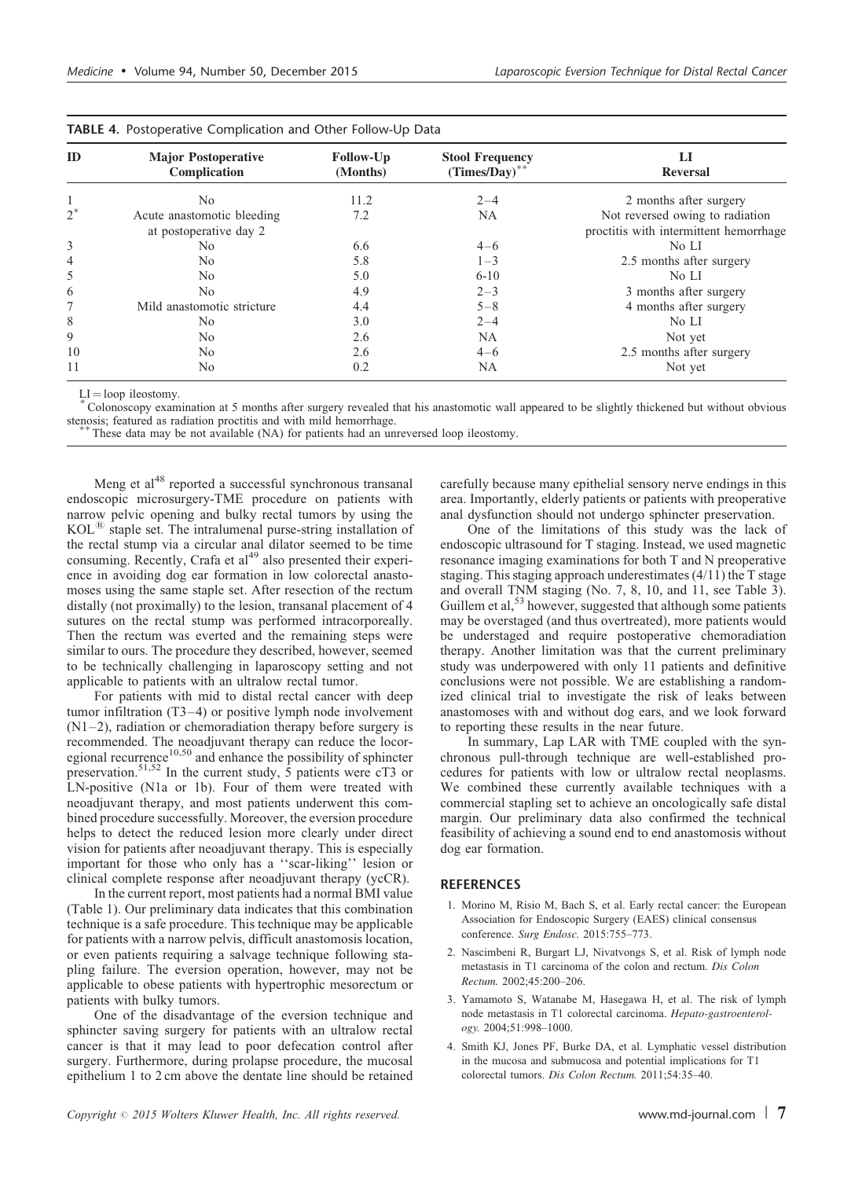**TABLE 4.** Postoperative Complication and Other Follow-Up Data

| ID | Major Postoperative Complication | Follow-Up (Months) | Stool Frequency (Times/Day)** | LI Reversal |
|---|---|---|---|---|
| 1 | No | 11.2 | 2–4 | 2 months after surgery |
| 2* | Acute anastomotic bleeding at postoperative day 2 | 7.2 | NA | Not reversed owing to radiation proctitis with intermittent hemorrhage |
| 3 | No | 6.6 | 4–6 | No LI |
| 4 | No | 5.8 | 1–3 | 2.5 months after surgery |
| 5 | No | 5.0 | 6-10 | No LI |
| 6 | No | 4.9 | 2–3 | 3 months after surgery |
| 7 | Mild anastomotic stricture | 4.4 | 5–8 | 4 months after surgery |
| 8 | No | 3.0 | 2–4 | No LI |
| 9 | No | 2.6 | NA | Not yet |
| 10 | No | 2.6 | 4–6 | 2.5 months after surgery |
| 11 | No | 0.2 | NA | Not yet |

LI = loop ileostomy.
* Colonoscopy examination at 5 months after surgery revealed that his anastomotic wall appeared to be slightly thickened but without obvious stenosis; featured as radiation proctitis and with mild hemorrhage.
** These data may be not available (NA) for patients had an unreversed loop ileostomy.

Meng et al[48] reported a successful synchronous transanal endoscopic microsurgery-TME procedure on patients with narrow pelvic opening and bulky rectal tumors by using the KOL® staple set. The intralumenal purse-string installation of the rectal stump via a circular anal dilator seemed to be time consuming. Recently, Crafa et al[49] also presented their experience in avoiding dog ear formation in low colorectal anastomoses using the same staple set. After resection of the rectum distally (not proximally) to the lesion, transanal placement of 4 sutures on the rectal stump was performed intracorporeally. Then the rectum was everted and the remaining steps were similar to ours. The procedure they described, however, seemed to be technically challenging in laparoscopy setting and not applicable to patients with an ultralow rectal tumor.

For patients with mid to distal rectal cancer with deep tumor infiltration (T3–4) or positive lymph node involvement (N1–2), radiation or chemoradiation therapy before surgery is recommended. The neoadjuvant therapy can reduce the locoregional recurrence[10,50] and enhance the possibility of sphincter preservation.[51,52] In the current study, 5 patients were cT3 or LN-positive (N1a or 1b). Four of them were treated with neoadjuvant therapy, and most patients underwent this combined procedure successfully. Moreover, the eversion procedure helps to detect the reduced lesion more clearly under direct vision for patients after neoadjuvant therapy. This is especially important for those who only has a ''scar-liking'' lesion or clinical complete response after neoadjuvant therapy (ycCR).

In the current report, most patients had a normal BMI value (Table 1). Our preliminary data indicates that this combination technique is a safe procedure. This technique may be applicable for patients with a narrow pelvis, difficult anastomosis location, or even patients requiring a salvage technique following stapling failure. The eversion operation, however, may not be applicable to obese patients with hypertrophic mesorectum or patients with bulky tumors.

One of the disadvantage of the eversion technique and sphincter saving surgery for patients with an ultralow rectal cancer is that it may lead to poor defecation control after surgery. Furthermore, during prolapse procedure, the mucosal epithelium 1 to 2 cm above the dentate line should be retained carefully because many epithelial sensory nerve endings in this area. Importantly, elderly patients or patients with preoperative anal dysfunction should not undergo sphincter preservation.

One of the limitations of this study was the lack of endoscopic ultrasound for T staging. Instead, we used magnetic resonance imaging examinations for both T and N preoperative staging. This staging approach underestimates (4/11) the T stage and overall TNM staging (No. 7, 8, 10, and 11, see Table 3). Guillem et al,[53] however, suggested that although some patients may be overstaged (and thus overtreated), more patients would be understaged and require postoperative chemoradiation therapy. Another limitation was that the current preliminary study was underpowered with only 11 patients and definitive conclusions were not possible. We are establishing a randomized clinical trial to investigate the risk of leaks between anastomoses with and without dog ears, and we look forward to reporting these results in the near future.

In summary, Lap LAR with TME coupled with the synchronous pull-through technique are well-established procedures for patients with low or ultralow rectal neoplasms. We combined these currently available techniques with a commercial stapling set to achieve an oncologically safe distal margin. Our preliminary data also confirmed the technical feasibility of achieving a sound end to end anastomosis without dog ear formation.

## REFERENCES

1. Morino M, Risio M, Bach S, et al. Early rectal cancer: the European Association for Endoscopic Surgery (EAES) clinical consensus conference. *Surg Endosc.* 2015:755–773.
2. Nascimbeni R, Burgart LJ, Nivatvongs S, et al. Risk of lymph node metastasis in T1 carcinoma of the colon and rectum. *Dis Colon Rectum.* 2002;45:200–206.
3. Yamamoto S, Watanabe M, Hasegawa H, et al. The risk of lymph node metastasis in T1 colorectal carcinoma. *Hepato-gastroenterology.* 2004;51:998–1000.
4. Smith KJ, Jones PF, Burke DA, et al. Lymphatic vessel distribution in the mucosa and submucosa and potential implications for T1 colorectal tumors. *Dis Colon Rectum.* 2011;54:35–40.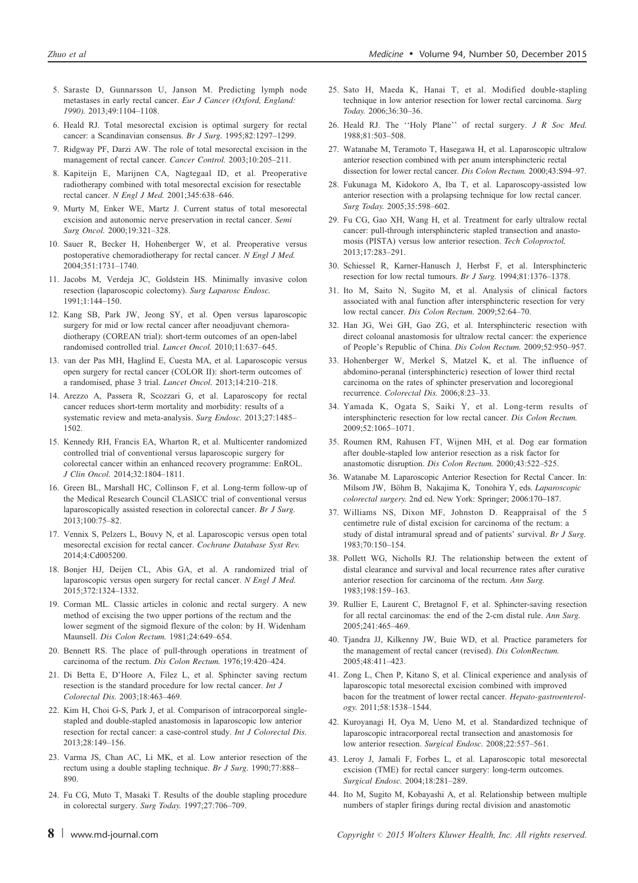5. Saraste D, Gunnarsson U, Janson M. Predicting lymph node metastases in early rectal cancer. *Eur J Cancer (Oxford, England: 1990)*. 2013;49:1104–1108.
6. Heald RJ. Total mesorectal excision is optimal surgery for rectal cancer: a Scandinavian consensus. *Br J Surg*. 1995;82:1297–1299.
7. Ridgway PF, Darzi AW. The role of total mesorectal excision in the management of rectal cancer. *Cancer Control*. 2003;10:205–211.
8. Kapiteijn E, Marijnen CA, Nagtegaal ID, et al. Preoperative radiotherapy combined with total mesorectal excision for resectable rectal cancer. *N Engl J Med*. 2001;345:638–646.
9. Murty M, Enker WE, Martz J. Current status of total mesorectal excision and autonomic nerve preservation in rectal cancer. *Semi Surg Oncol*. 2000;19:321–328.
10. Sauer R, Becker H, Hohenberger W, et al. Preoperative versus postoperative chemoradiotherapy for rectal cancer. *N Engl J Med*. 2004;351:1731–1740.
11. Jacobs M, Verdeja JC, Goldstein HS. Minimally invasive colon resection (laparoscopic colectomy). *Surg Laparosc Endosc*. 1991;1:144–150.
12. Kang SB, Park JW, Jeong SY, et al. Open versus laparoscopic surgery for mid or low rectal cancer after neoadjuvant chemoradiotherapy (COREAN trial): short-term outcomes of an open-label randomised controlled trial. *Lancet Oncol*. 2010;11:637–645.
13. van der Pas MH, Haglind E, Cuesta MA, et al. Laparoscopic versus open surgery for rectal cancer (COLOR II): short-term outcomes of a randomised, phase 3 trial. *Lancet Oncol*. 2013;14:210–218.
14. Arezzo A, Passera R, Scozzari G, et al. Laparoscopy for rectal cancer reduces short-term mortality and morbidity: results of a systematic review and meta-analysis. *Surg Endosc*. 2013;27:1485–1502.
15. Kennedy RH, Francis EA, Wharton R, et al. Multicenter randomized controlled trial of conventional versus laparoscopic surgery for colorectal cancer within an enhanced recovery programme: EnROL. *J Clin Oncol*. 2014;32:1804–1811.
16. Green BL, Marshall HC, Collinson F, et al. Long-term follow-up of the Medical Research Council CLASICC trial of conventional versus laparoscopically assisted resection in colorectal cancer. *Br J Surg*. 2013;100:75–82.
17. Vennix S, Pelzers L, Bouvy N, et al. Laparoscopic versus open total mesorectal excision for rectal cancer. *Cochrane Database Syst Rev*. 2014;4:Cd005200.
18. Bonjer HJ, Deijen CL, Abis GA, et al. A randomized trial of laparoscopic versus open surgery for rectal cancer. *N Engl J Med*. 2015;372:1324–1332.
19. Corman ML. Classic articles in colonic and rectal surgery. A new method of excising the two upper portions of the rectum and the lower segment of the sigmoid flexure of the colon: by H. Widenham Maunsell. *Dis Colon Rectum*. 1981;24:649–654.
20. Bennett RS. The place of pull-through operations in treatment of carcinoma of the rectum. *Dis Colon Rectum*. 1976;19:420–424.
21. Di Betta E, D'Hoore A, Filez L, et al. Sphincter saving rectum resection is the standard procedure for low rectal cancer. *Int J Colorectal Dis*. 2003;18:463–469.
22. Kim H, Choi G-S, Park J, et al. Comparison of intracorporeal single-stapled and double-stapled anastomosis in laparoscopic low anterior resection for rectal cancer: a case-control study. *Int J Colorectal Dis*. 2013;28:149–156.
23. Varma JS, Chan AC, Li MK, et al. Low anterior resection of the rectum using a double stapling technique. *Br J Surg*. 1990;77:888–890.
24. Fu CG, Muto T, Masaki T. Results of the double stapling procedure in colorectal surgery. *Surg Today*. 1997;27:706–709.
25. Sato H, Maeda K, Hanai T, et al. Modified double-stapling technique in low anterior resection for lower rectal carcinoma. *Surg Today*. 2006;36:30–36.
26. Heald RJ. The ''Holy Plane'' of rectal surgery. *J R Soc Med*. 1988;81:503–508.
27. Watanabe M, Teramoto T, Hasegawa H, et al. Laparoscopic ultralow anterior resection combined with per anum intersphincteric rectal dissection for lower rectal cancer. *Dis Colon Rectum*. 2000;43:S94–97.
28. Fukunaga M, Kidokoro A, Iba T, et al. Laparoscopy-assisted low anterior resection with a prolapsing technique for low rectal cancer. *Surg Today*. 2005;35:598–602.
29. Fu CG, Gao XH, Wang H, et al. Treatment for early ultralow rectal cancer: pull-through intersphincteric stapled transection and anastomosis (PISTA) versus low anterior resection. *Tech Coloproctol*. 2013;17:283–291.
30. Schiessel R, Karner-Hanusch J, Herbst F, et al. Intersphincteric resection for low rectal tumours. *Br J Surg*. 1994;81:1376–1378.
31. Ito M, Saito N, Sugito M, et al. Analysis of clinical factors associated with anal function after intersphincteric resection for very low rectal cancer. *Dis Colon Rectum*. 2009;52:64–70.
32. Han JG, Wei GH, Gao ZG, et al. Intersphincteric resection with direct coloanal anastomosis for ultralow rectal cancer: the experience of People's Republic of China. *Dis Colon Rectum*. 2009;52:950–957.
33. Hohenberger W, Merkel S, Matzel K, et al. The influence of abdomino-peranal (intersphincteric) resection of lower third rectal carcinoma on the rates of sphincter preservation and locoregional recurrence. *Colorectal Dis*. 2006;8:23–33.
34. Yamada K, Ogata S, Saiki Y, et al. Long-term results of intersphincteric resection for low rectal cancer. *Dis Colon Rectum*. 2009;52:1065–1071.
35. Roumen RM, Rahusen FT, Wijnen MH, et al. Dog ear formation after double-stapled low anterior resection as a risk factor for anastomotic disruption. *Dis Colon Rectum*. 2000;43:522–525.
36. Watanabe M. Laparoscopic Anterior Resection for Rectal Cancer. In: Milsom JW, Böhm B, Nakajima K, Tonohira Y, eds. *Laparoscopic colorectal surgery*. 2nd ed. New York: Springer; 2006:170–187.
37. Williams NS, Dixon MF, Johnston D. Reappraisal of the 5 centimetre rule of distal excision for carcinoma of the rectum: a study of distal intramural spread and of patients' survival. *Br J Surg*. 1983;70:150–154.
38. Pollett WG, Nicholls RJ. The relationship between the extent of distal clearance and survival and local recurrence rates after curative anterior resection for carcinoma of the rectum. *Ann Surg*. 1983;198:159–163.
39. Rullier E, Laurent C, Bretagnol F, et al. Sphincter-saving resection for all rectal carcinomas: the end of the 2-cm distal rule. *Ann Surg*. 2005;241:465–469.
40. Tjandra JJ, Kilkenny JW, Buie WD, et al. Practice parameters for the management of rectal cancer (revised). *Dis ColonRectum*. 2005;48:411–423.
41. Zong L, Chen P, Kitano S, et al. Clinical experience and analysis of laparoscopic total mesorectal excision combined with improved bacon for the treatment of lower rectal cancer. *Hepato-gastroenterology*. 2011;58:1538–1544.
42. Kuroyanagi H, Oya M, Ueno M, et al. Standardized technique of laparoscopic intracorporeal rectal transection and anastomosis for low anterior resection. *Surgical Endosc*. 2008;22:557–561.
43. Leroy J, Jamali F, Forbes L, et al. Laparoscopic total mesorectal excision (TME) for rectal cancer surgery: long-term outcomes. *Surgical Endosc*. 2004;18:281–289.
44. Ito M, Sugito M, Kobayashi A, et al. Relationship between multiple numbers of stapler firings during rectal division and anastomotic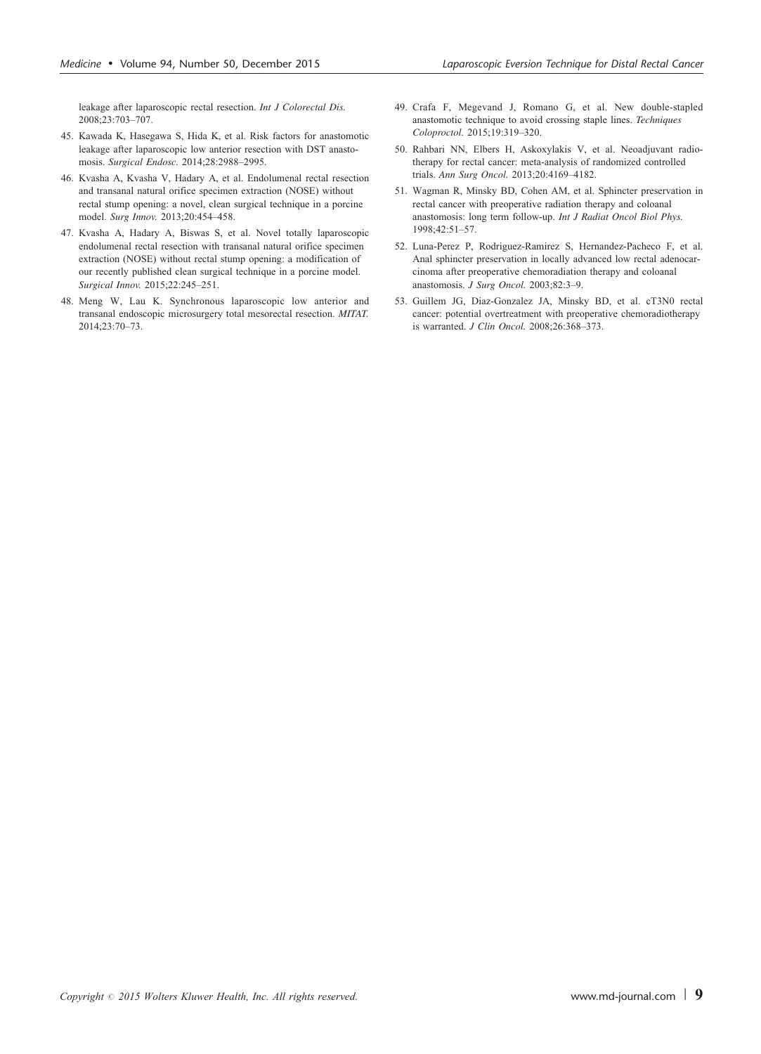leakage after laparoscopic rectal resection. *Int J Colorectal Dis.* 2008;23:703–707.

45. Kawada K, Hasegawa S, Hida K, et al. Risk factors for anastomotic leakage after laparoscopic low anterior resection with DST anastomosis. *Surgical Endosc.* 2014;28:2988–2995.
46. Kvasha A, Kvasha V, Hadary A, et al. Endolumenal rectal resection and transanal natural orifice specimen extraction (NOSE) without rectal stump opening: a novel, clean surgical technique in a porcine model. *Surg Innov.* 2013;20:454–458.
47. Kvasha A, Hadary A, Biswas S, et al. Novel totally laparoscopic endolumenal rectal resection with transanal natural orifice specimen extraction (NOSE) without rectal stump opening: a modification of our recently published clean surgical technique in a porcine model. *Surgical Innov.* 2015;22:245–251.
48. Meng W, Lau K. Synchronous laparoscopic low anterior and transanal endoscopic microsurgery total mesorectal resection. *MITAT.* 2014;23:70–73.
49. Crafa F, Megevand J, Romano G, et al. New double-stapled anastomotic technique to avoid crossing staple lines. *Techniques Coloproctol.* 2015;19:319–320.
50. Rahbari NN, Elbers H, Askoxylakis V, et al. Neoadjuvant radiotherapy for rectal cancer: meta-analysis of randomized controlled trials. *Ann Surg Oncol.* 2013;20:4169–4182.
51. Wagman R, Minsky BD, Cohen AM, et al. Sphincter preservation in rectal cancer with preoperative radiation therapy and coloanal anastomosis: long term follow-up. *Int J Radiat Oncol Biol Phys.* 1998;42:51–57.
52. Luna-Perez P, Rodriguez-Ramirez S, Hernandez-Pacheco F, et al. Anal sphincter preservation in locally advanced low rectal adenocarcinoma after preoperative chemoradiation therapy and coloanal anastomosis. *J Surg Oncol.* 2003;82:3–9.
53. Guillem JG, Diaz-Gonzalez JA, Minsky BD, et al. cT3N0 rectal cancer: potential overtreatment with preoperative chemoradiotherapy is warranted. *J Clin Oncol.* 2008;26:368–373.